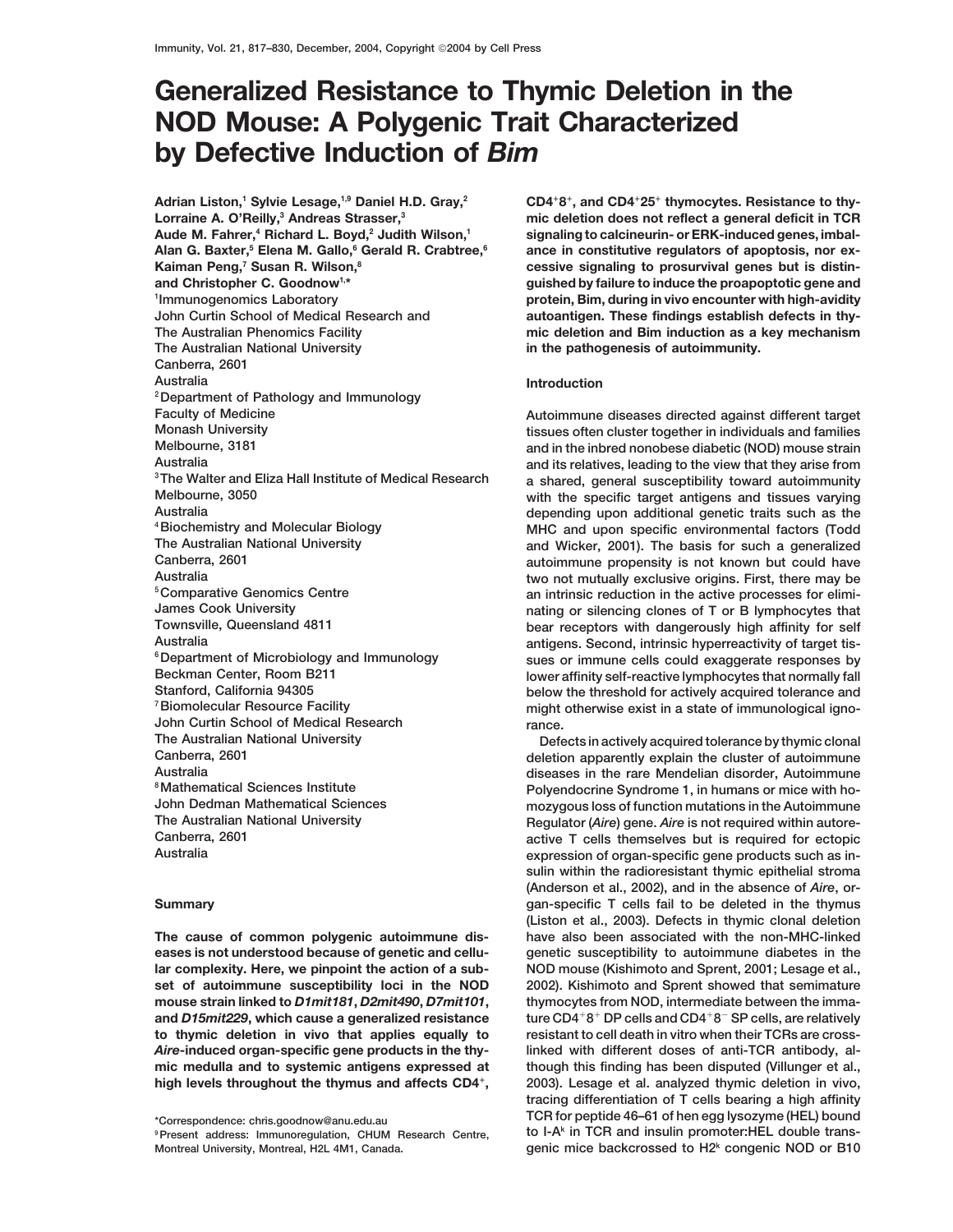# Generalized Resistance to Thymic Deletion in the NOD Mouse: A Polygenic Trait Characterized by Defective Induction of *Bim*

Adrian Liston,[1] Sylvie Lesage,[1,9] Daniel H.D. Gray,[2] Lorraine A. O'Reilly,[3] Andreas Strasser,[3] Aude M. Fahrer,[4] Richard L. Boyd,[2] Judith Wilson,[1] Alan G. Baxter,[5] Elena M. Gallo,[6] Gerald R. Crabtree,[6] Kaiman Peng,[7] Susan R. Wilson,[8] and Christopher C. Goodnow[1,*]

[1]Immunogenomics Laboratory
John Curtin School of Medical Research and
The Australian Phenomics Facility
The Australian National University
Canberra, 2601
Australia

[2]Department of Pathology and Immunology
Faculty of Medicine
Monash University
Melbourne, 3181
Australia

[3]The Walter and Eliza Hall Institute of Medical Research
Melbourne, 3050
Australia

[4]Biochemistry and Molecular Biology
The Australian National University
Canberra, 2601
Australia

[5]Comparative Genomics Centre
James Cook University
Townsville, Queensland 4811
Australia

[6]Department of Microbiology and Immunology
Beckman Center, Room B211
Stanford, California 94305

[7]Biomolecular Resource Facility
John Curtin School of Medical Research
The Australian National University
Canberra, 2601
Australia

[8]Mathematical Sciences Institute
John Dedman Mathematical Sciences
The Australian National University
Canberra, 2601
Australia

## Summary

**The cause of common polygenic autoimmune diseases is not understood because of genetic and cellular complexity. Here, we pinpoint the action of a subset of autoimmune susceptibility loci in the NOD mouse strain linked to *D1mit181*, *D2mit490*, *D7mit101*, and *D15mit229*, which cause a generalized resistance to thymic deletion in vivo that applies equally to *Aire*-induced organ-specific gene products in the thymic medulla and to systemic antigens expressed at high levels throughout the thymus and affects CD4$^+$, CD4$^+$8$^+$, and CD4$^+$25$^+$ thymocytes. Resistance to thymic deletion does not reflect a general deficit in TCR signaling to calcineurin- or ERK-induced genes, imbalance in constitutive regulators of apoptosis, nor excessive signaling to prosurvival genes but is distinguished by failure to induce the proapoptotic gene and protein, Bim, during in vivo encounter with high-avidity autoantigen. These findings establish defects in thymic deletion and Bim induction as a key mechanism in the pathogenesis of autoimmunity.**

## Introduction

Autoimmune diseases directed against different target tissues often cluster together in individuals and families and in the inbred nonobese diabetic (NOD) mouse strain and its relatives, leading to the view that they arise from a shared, general susceptibility toward autoimmunity with the specific target antigens and tissues varying depending upon additional genetic traits such as the MHC and upon specific environmental factors (Todd and Wicker, 2001). The basis for such a generalized autoimmune propensity is not known but could have two not mutually exclusive origins. First, there may be an intrinsic reduction in the active processes for eliminating or silencing clones of T or B lymphocytes that bear receptors with dangerously high affinity for self antigens. Second, intrinsic hyperreactivity of target tissues or immune cells could exaggerate responses by lower affinity self-reactive lymphocytes that normally fall below the threshold for actively acquired tolerance and might otherwise exist in a state of immunological ignorance.

Defects in actively acquired tolerance by thymic clonal deletion apparently explain the cluster of autoimmune diseases in the rare Mendelian disorder, Autoimmune Polyendocrine Syndrome 1, in humans or mice with homozygous loss of function mutations in the Autoimmune Regulator (*Aire*) gene. *Aire* is not required within autoreactive T cells themselves but is required for ectopic expression of organ-specific gene products such as insulin within the radioresistant thymic epithelial stroma (Anderson et al., 2002), and in the absence of *Aire*, organ-specific T cells fail to be deleted in the thymus (Liston et al., 2003). Defects in thymic clonal deletion have also been associated with the non-MHC-linked genetic susceptibility to autoimmune diabetes in the NOD mouse (Kishimoto and Sprent, 2001; Lesage et al., 2002). Kishimoto and Sprent showed that semimature thymocytes from NOD, intermediate between the immature CD4$^+$8$^+$ DP cells and CD4$^+$8$^-$ SP cells, are relatively resistant to cell death in vitro when their TCRs are cross-linked with different doses of anti-TCR antibody, although this finding has been disputed (Villunger et al., 2003). Lesage et al. analyzed thymic deletion in vivo, tracing differentiation of T cells bearing a high affinity TCR for peptide 46–61 of hen egg lysozyme (HEL) bound to I-A$^k$ in TCR and insulin promoter:HEL double transgenic mice backcrossed to H2$^k$ congenic NOD or B10

*Correspondence: chris.goodnow@anu.edu.au

[9]Present address: Immunoregulation, CHUM Research Centre, Montreal University, Montreal, H2L 4M1, Canada.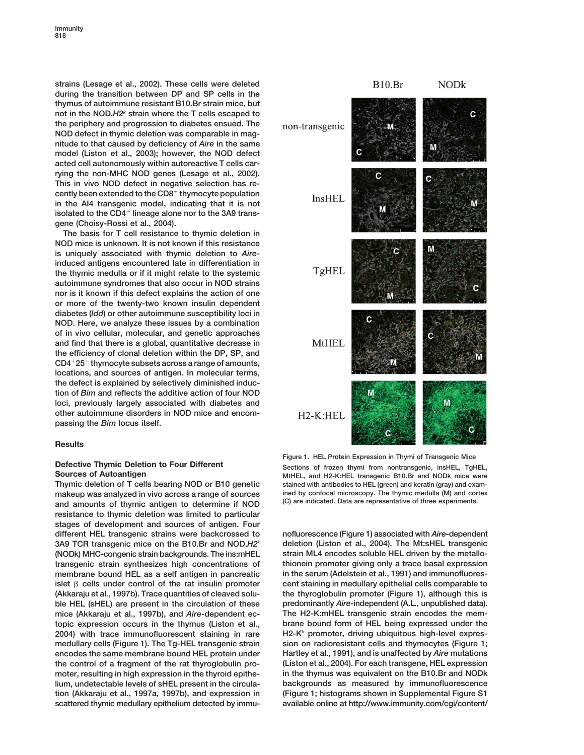strains (Lesage et al., 2002). These cells were deleted during the transition between DP and SP cells in the thymus of autoimmune resistant B10.Br strain mice, but not in the NOD.$H2^k$ strain where the T cells escaped to the periphery and progression to diabetes ensued. The NOD defect in thymic deletion was comparable in magnitude to that caused by deficiency of *Aire* in the same model (Liston et al., 2003); however, the NOD defect acted cell autonomously within autoreactive T cells carrying the non-MHC NOD genes (Lesage et al., 2002). This in vivo NOD defect in negative selection has recently been extended to the $CD8^+$ thymocyte population in the AI4 transgenic model, indicating that it is not isolated to the $CD4^+$ lineage alone nor to the 3A9 transgene (Choisy-Rossi et al., 2004).

The basis for T cell resistance to thymic deletion in NOD mice is unknown. It is not known if this resistance is uniquely associated with thymic deletion to *Aire*-induced antigens encountered late in differentiation in the thymic medulla or if it might relate to the systemic autoimmune syndromes that also occur in NOD strains nor is it known if this defect explains the action of one or more of the twenty-two known insulin dependent diabetes (*Idd*) or other autoimmune susceptibility loci in NOD. Here, we analyze these issues by a combination of in vivo cellular, molecular, and genetic approaches and find that there is a global, quantitative decrease in the efficiency of clonal deletion within the DP, SP, and $CD4^+25^+$ thymocyte subsets across a range of amounts, locations, and sources of antigen. In molecular terms, the defect is explained by selectively diminished induction of *Bim* and reflects the additive action of four NOD loci, previously largely associated with diabetes and other autoimmune disorders in NOD mice and encompassing the *Bim* locus itself.

## Results

### Defective Thymic Deletion to Four Different Sources of Autoantigen

Thymic deletion of T cells bearing NOD or B10 genetic makeup was analyzed in vivo across a range of sources and amounts of thymic antigen to determine if NOD resistance to thymic deletion was limited to particular stages of development and sources of antigen. Four different HEL transgenic strains were backcrossed to 3A9 TCR transgenic mice on the B10.Br and NOD.$H2^k$ (NODk) MHC-congenic strain backgrounds. The ins:mHEL transgenic strain synthesizes high concentrations of membrane bound HEL as a self antigen in pancreatic islet β cells under control of the rat insulin promoter (Akkaraju et al., 1997b). Trace quantities of cleaved soluble HEL (sHEL) are present in the circulation of these mice (Akkaraju et al., 1997b), and *Aire*-dependent ectopic expression occurs in the thymus (Liston et al., 2004) with trace immunofluorescent staining in rare medullary cells (Figure 1). The Tg-HEL transgenic strain encodes the same membrane bound HEL protein under the control of a fragment of the rat thyroglobulin promoter, resulting in high expression in the thyroid epithelium, undetectable levels of sHEL present in the circulation (Akkaraju et al., 1997a, 1997b), and expression in scattered thymic medullary epithelium detected by immunofluorescence (Figure 1) associated with *Aire*-dependent deletion (Liston et al., 2004). The Mt:sHEL transgenic strain ML4 encodes soluble HEL driven by the metallothionein promoter giving only a trace basal expression in the serum (Adelstein et al., 1991) and immunofluorescent staining in medullary epithelial cells comparable to the thyroglobulin promoter (Figure 1), although this is predominantly *Aire*-independent (A.L., unpublished data). The H2-K:mHEL transgenic strain encodes the membrane bound form of HEL being expressed under the $H2\text{-}K^b$ promoter, driving ubiquitous high-level expression on radioresistant cells and thymocytes (Figure 1; Hartley et al., 1991), and is unaffected by *Aire* mutations (Liston et al., 2004). For each transgene, HEL expression in the thymus was equivalent on the B10.Br and NODk backgrounds as measured by immunofluorescence (Figure 1; histograms shown in Supplemental Figure S1 available online at http://www.immunity.com/cgi/content/

Figure 1. HEL Protein Expression in Thymi of Transgenic Mice

Sections of frozen thymi from nontransgenic, insHEL, TgHEL, MtHEL, and H2-K:HEL transgenic B10.Br and NODk mice were stained with antibodies to HEL (green) and keratin (gray) and examined by confocal microscopy. The thymic medulla (M) and cortex (C) are indicated. Data are representative of three experiments.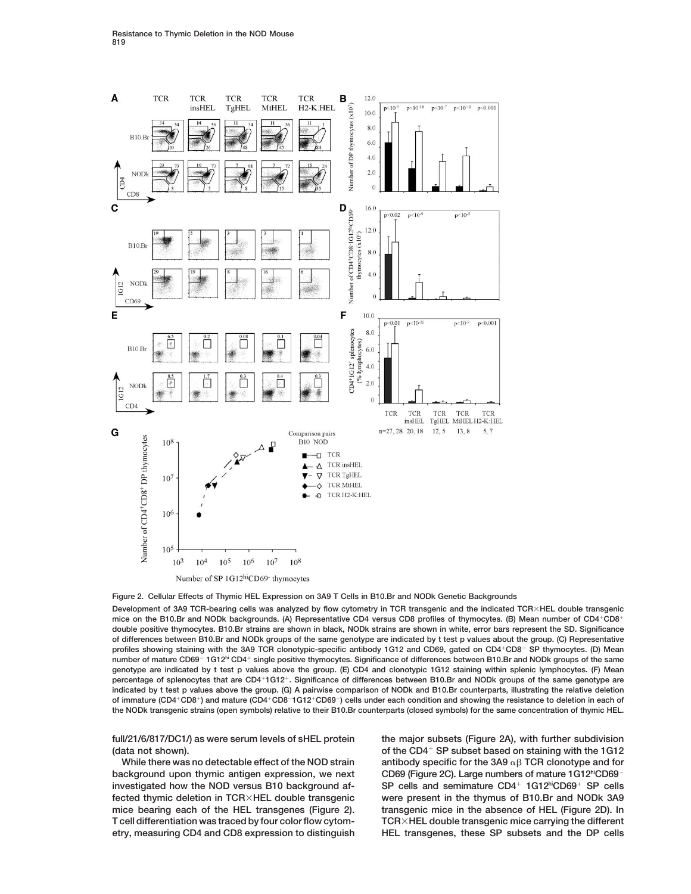**Figure 2. Cellular Effects of Thymic HEL Expression on 3A9 T Cells in B10.Br and NODk Genetic Backgrounds**

Development of 3A9 TCR-bearing cells was analyzed by flow cytometry in TCR transgenic and the indicated TCR×HEL double transgenic mice on the B10.Br and NODk backgrounds. (A) Representative CD4 versus CD8 profiles of thymocytes. (B) Mean number of $CD4^+CD8^+$ double positive thymocytes. B10.Br strains are shown in black, NODk strains are shown in white, error bars represent the SD. Significance of differences between B10.Br and NODk groups of the same genotype are indicated by t test p values about the group. (C) Representative profiles showing staining with the 3A9 TCR clonotypic-specific antibody 1G12 and CD69, gated on $CD4^+CD8^-$ SP thymocytes. (D) Mean number of mature $CD69^-$ $1G12^{hi}$ $CD4^+$ single positive thymocytes. Significance of differences between B10.Br and NODk groups of the same genotype are indicated by t test p values above the group. (E) CD4 and clonotypic 1G12 staining within splenic lymphocytes. (F) Mean percentage of splenocytes that are $CD4^+1G12^+$. Significance of differences between B10.Br and NODk groups of the same genotype are indicated by t test p values above the group. (G) A pairwise comparison of NODk and B10.Br counterparts, illustrating the relative deletion of immature ($CD4^+CD8^+$) and mature ($CD4^+CD8^-1G12^+CD69^-$) cells under each condition and showing the resistance to deletion in each of the NODk transgenic strains (open symbols) relative to their B10.Br counterparts (closed symbols) for the same concentration of thymic HEL.

full/21/6/817/DC1/) as were serum levels of sHEL protein (data not shown).

While there was no detectable effect of the NOD strain background upon thymic antigen expression, we next investigated how the NOD versus B10 background affected thymic deletion in TCR×HEL double transgenic mice bearing each of the HEL transgenes (Figure 2). T cell differentiation was traced by four color flow cytometry, measuring CD4 and CD8 expression to distinguish the major subsets (Figure 2A), with further subdivision of the $CD4^+$ SP subset based on staining with the 1G12 antibody specific for the 3A9 $\alpha\beta$ TCR clonotype and for CD69 (Figure 2C). Large numbers of mature $1G12^{hi}CD69^-$ SP cells and semimature $CD4^+$ $1G12^{hi}CD69^+$ SP cells were present in the thymus of B10.Br and NODk 3A9 transgenic mice in the absence of HEL (Figure 2D). In TCR×HEL double transgenic mice carrying the different HEL transgenes, these SP subsets and the DP cells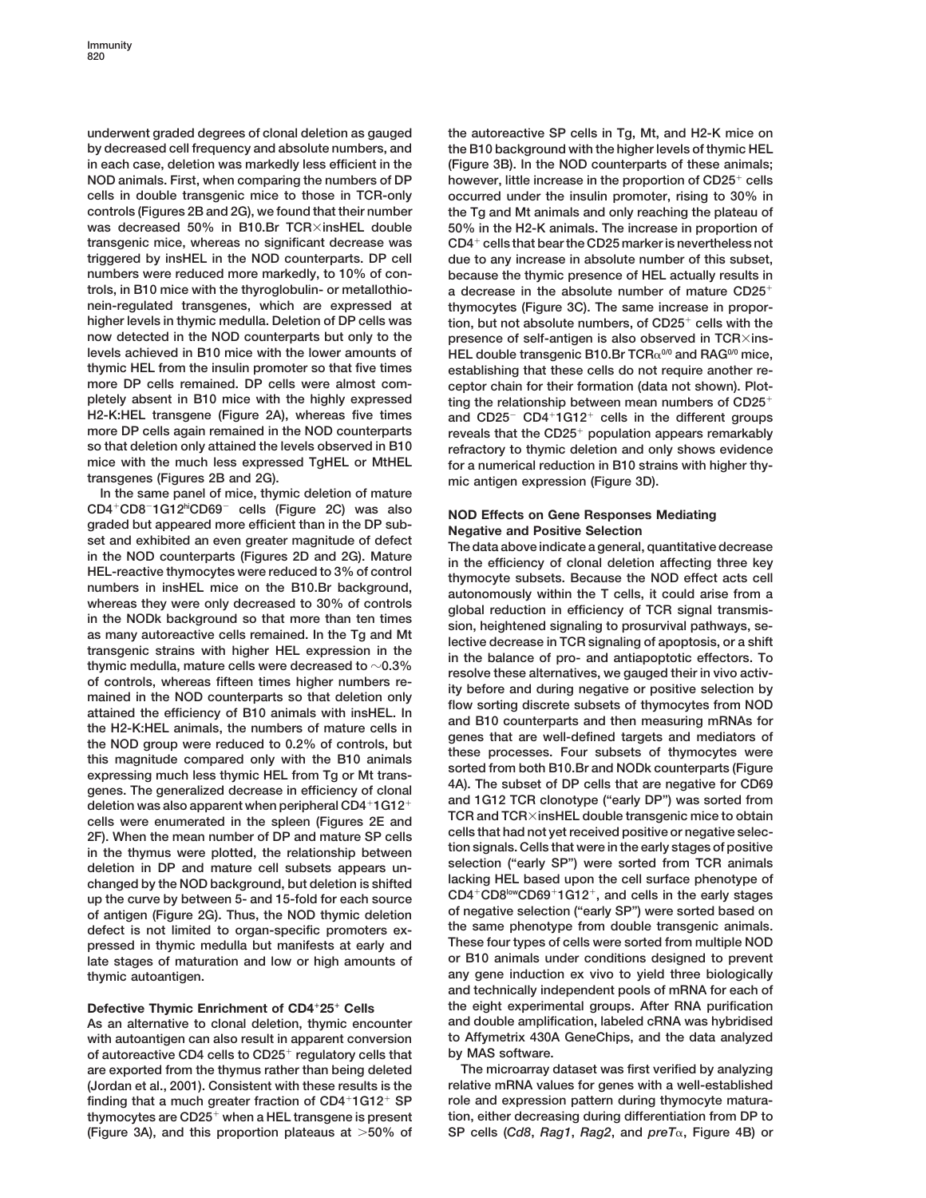underwent graded degrees of clonal deletion as gauged by decreased cell frequency and absolute numbers, and in each case, deletion was markedly less efficient in the NOD animals. First, when comparing the numbers of DP cells in double transgenic mice to those in TCR-only controls (Figures 2B and 2G), we found that their number was decreased 50% in B10.Br TCR×insHEL double transgenic mice, whereas no significant decrease was triggered by insHEL in the NOD counterparts. DP cell numbers were reduced more markedly, to 10% of controls, in B10 mice with the thyroglobulin- or metallothionein-regulated transgenes, which are expressed at higher levels in thymic medulla. Deletion of DP cells was now detected in the NOD counterparts but only to the levels achieved in B10 mice with the lower amounts of thymic HEL from the insulin promoter so that five times more DP cells remained. DP cells were almost completely absent in B10 mice with the highly expressed H2-K:HEL transgene (Figure 2A), whereas five times more DP cells again remained in the NOD counterparts so that deletion only attained the levels observed in B10 mice with the much less expressed TgHEL or MtHEL transgenes (Figures 2B and 2G).

In the same panel of mice, thymic deletion of mature $CD4^+CD8^-1G12^{hi}CD69^-$ cells (Figure 2C) was also graded but appeared more efficient than in the DP subset and exhibited an even greater magnitude of defect in the NOD counterparts (Figures 2D and 2G). Mature HEL-reactive thymocytes were reduced to 3% of control numbers in insHEL mice on the B10.Br background, whereas they were only decreased to 30% of controls in the NODk background so that more than ten times as many autoreactive cells remained. In the Tg and Mt transgenic strains with higher HEL expression in the thymic medulla, mature cells were decreased to ~0.3% of controls, whereas fifteen times higher numbers remained in the NOD counterparts so that deletion only attained the efficiency of B10 animals with insHEL. In the H2-K:HEL animals, the numbers of mature cells in the NOD group were reduced to 0.2% of controls, but this magnitude compared only with the B10 animals expressing much less thymic HEL from Tg or Mt transgenes. The generalized decrease in efficiency of clonal deletion was also apparent when peripheral $CD4^+1G12^+$ cells were enumerated in the spleen (Figures 2E and 2F). When the mean number of DP and mature SP cells in the thymus were plotted, the relationship between deletion in DP and mature cell subsets appears unchanged by the NOD background, but deletion is shifted up the curve by between 5- and 15-fold for each source of antigen (Figure 2G). Thus, the NOD thymic deletion defect is not limited to organ-specific promoters expressed in thymic medulla but manifests at early and late stages of maturation and low or high amounts of thymic autoantigen.

## Defective Thymic Enrichment of $CD4^+25^+$ Cells

As an alternative to clonal deletion, thymic encounter with autoantigen can also result in apparent conversion of autoreactive CD4 cells to $CD25^+$ regulatory cells that are exported from the thymus rather than being deleted (Jordan et al., 2001). Consistent with these results is the finding that a much greater fraction of $CD4^+1G12^+$ SP thymocytes are $CD25^+$ when a HEL transgene is present (Figure 3A), and this proportion plateaus at >50% of the autoreactive SP cells in Tg, Mt, and H2-K mice on the B10 background with the higher levels of thymic HEL (Figure 3B). In the NOD counterparts of these animals; however, little increase in the proportion of $CD25^+$ cells occurred under the insulin promoter, rising to 30% in the Tg and Mt animals and only reaching the plateau of 50% in the H2-K animals. The increase in proportion of $CD4^+$ cells that bear the CD25 marker is nevertheless not due to any increase in absolute number of this subset, because the thymic presence of HEL actually results in a decrease in the absolute number of mature $CD25^+$ thymocytes (Figure 3C). The same increase in proportion, but not absolute numbers, of $CD25^+$ cells with the presence of self-antigen is also observed in TCR×insHEL double transgenic B10.Br TCR$\alpha^{0/0}$ and RAG$^{0/0}$ mice, establishing that these cells do not require another receptor chain for their formation (data not shown). Plotting the relationship between mean numbers of $CD25^+$ and $CD25^-$ $CD4^+1G12^+$ cells in the different groups reveals that the $CD25^+$ population appears remarkably refractory to thymic deletion and only shows evidence for a numerical reduction in B10 strains with higher thymic antigen expression (Figure 3D).

## NOD Effects on Gene Responses Mediating Negative and Positive Selection

The data above indicate a general, quantitative decrease in the efficiency of clonal deletion affecting three key thymocyte subsets. Because the NOD effect acts cell autonomously within the T cells, it could arise from a global reduction in efficiency of TCR signal transmission, heightened signaling to prosurvival pathways, selective decrease in TCR signaling of apoptosis, or a shift in the balance of pro- and antiapoptotic effectors. To resolve these alternatives, we gauged their in vivo activity before and during negative or positive selection by flow sorting discrete subsets of thymocytes from NOD and B10 counterparts and then measuring mRNAs for genes that are well-defined targets and mediators of these processes. Four subsets of thymocytes were sorted from both B10.Br and NODk counterparts (Figure 4A). The subset of DP cells that are negative for CD69 and 1G12 TCR clonotype ("early DP") was sorted from TCR and TCR×insHEL double transgenic mice to obtain cells that had not yet received positive or negative selection signals. Cells that were in the early stages of positive selection ("early SP") were sorted from TCR animals lacking HEL based upon the cell surface phenotype of $CD4^+CD8^{low}CD69^+1G12^+$, and cells in the early stages of negative selection ("early SP") were sorted based on the same phenotype from double transgenic animals. These four types of cells were sorted from multiple NOD or B10 animals under conditions designed to prevent any gene induction ex vivo to yield three biologically and technically independent pools of mRNA for each of the eight experimental groups. After RNA purification and double amplification, labeled cRNA was hybridised to Affymetrix 430A GeneChips, and the data analyzed by MAS software.

The microarray dataset was first verified by analyzing relative mRNA values for genes with a well-established role and expression pattern during thymocyte maturation, either decreasing during differentiation from DP to SP cells (*Cd8*, *Rag1*, *Rag2*, and *preT*$\alpha$, Figure 4B) or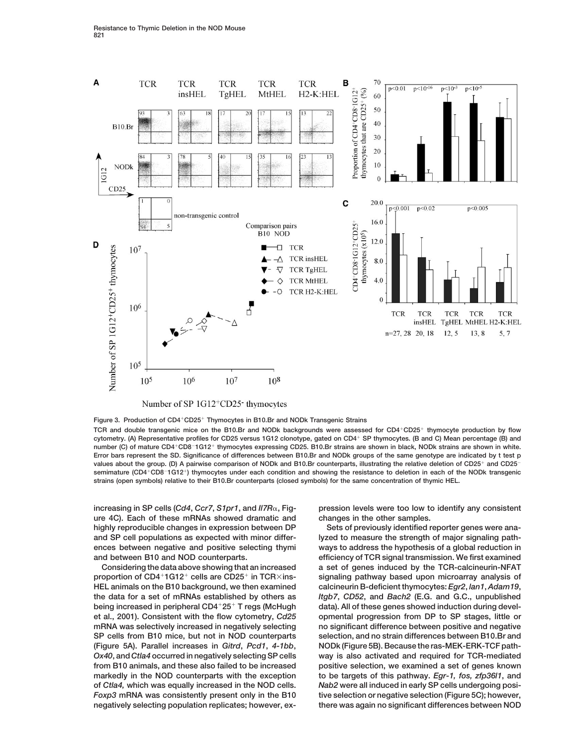Figure 3. Production of CD4$^+$CD25$^+$ Thymocytes in B10.Br and NODk Transgenic Strains

TCR and double transgenic mice on the B10.Br and NODk backgrounds were assessed for CD4$^+$CD25$^+$ thymocyte production by flow cytometry. (A) Representative profiles for CD25 versus 1G12 clonotype, gated on CD4$^+$ SP thymocytes. (B and C) Mean percentage (B) and number (C) of mature CD4$^+$CD8$^-$1G12$^+$ thymocytes expressing CD25. B10.Br strains are shown in black, NODk strains are shown in white. Error bars represent the SD. Significance of differences between B10.Br and NODk groups of the same genotype are indicated by t test p values about the group. (D) A pairwise comparison of NODk and B10.Br counterparts, illustrating the relative deletion of CD25$^+$ and CD25$^-$ semimature (CD4$^+$CD8$^-$1G12$^+$) thymocytes under each condition and showing the resistance to deletion in each of the NODk transgenic strains (open symbols) relative to their B10.Br counterparts (closed symbols) for the same concentration of thymic HEL.

increasing in SP cells (*Cd4*, *Ccr7*, *S1pr1*, and *Il7R*α, Figure 4C). Each of these mRNAs showed dramatic and highly reproducible changes in expression between DP and SP cell populations as expected with minor differences between negative and positive selecting thymi and between B10 and NOD counterparts.

Considering the data above showing that an increased proportion of CD4$^+$1G12$^+$ cells are CD25$^+$ in TCR×insHEL animals on the B10 background, we then examined the data for a set of mRNAs established by others as being increased in peripheral CD4$^+$25$^+$ T regs (McHugh et al., 2001). Consistent with the flow cytometry, *Cd25* mRNA was selectively increased in negatively selecting SP cells from B10 mice, but not in NOD counterparts (Figure 5A). Parallel increases in *Gitrd*, *Pcd1*, *4-1bb*, *Ox40*, and *Ctla4* occurred in negatively selecting SP cells from B10 animals, and these also failed to be increased markedly in the NOD counterparts with the exception of *Ctla4,* which was equally increased in the NOD cells. *Foxp3* mRNA was consistently present only in the B10 negatively selecting population replicates; however, expression levels were too low to identify any consistent changes in the other samples.

Sets of previously identified reporter genes were analyzed to measure the strength of major signaling pathways to address the hypothesis of a global reduction in efficiency of TCR signal transmission. We first examined a set of genes induced by the TCR-calcineurin-NFAT signaling pathway based upon microarray analysis of calcineurin B-deficient thymocytes: *Egr2*, *Ian1*, *Adam19*, *Itgb7*, *CD52*, and *Bach2* (E.G. and G.C., unpublished data). All of these genes showed induction during developmental progression from DP to SP stages, little or no significant difference between positive and negative selection, and no strain differences between B10.Br and NODk (Figure 5B). Because the ras-MEK-ERK-TCF pathway is also activated and required for TCR-mediated positive selection, we examined a set of genes known to be targets of this pathway. *Egr-1, fos, zfp36l1*, and *Nab2* were all induced in early SP cells undergoing positive selection or negative selection (Figure 5C); however, there was again no significant differences between NOD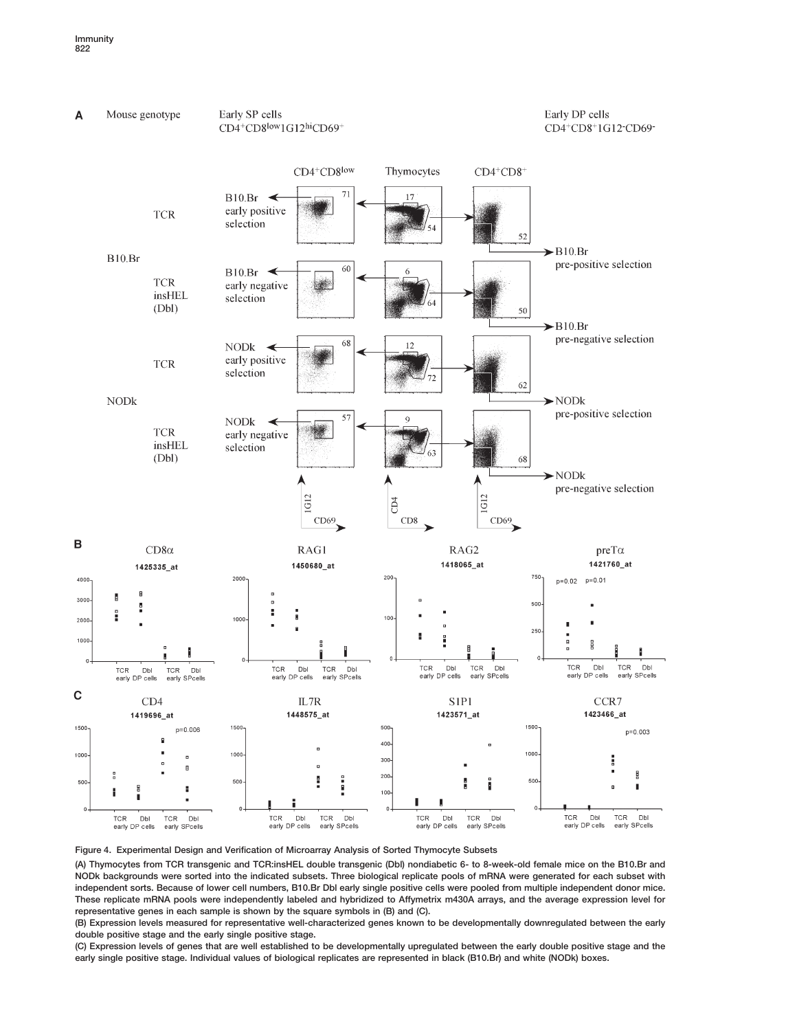Figure 4. Experimental Design and Verification of Microarray Analysis of Sorted Thymocyte Subsets

(A) Thymocytes from TCR transgenic and TCR:insHEL double transgenic (Dbl) nondiabetic 6- to 8-week-old female mice on the B10.Br and NODk backgrounds were sorted into the indicated subsets. Three biological replicate pools of mRNA were generated for each subset with independent sorts. Because of lower cell numbers, B10.Br Dbl early single positive cells were pooled from multiple independent donor mice. These replicate mRNA pools were independently labeled and hybridized to Affymetrix m430A arrays, and the average expression level for representative genes in each sample is shown by the square symbols in (B) and (C).

(B) Expression levels measured for representative well-characterized genes known to be developmentally downregulated between the early double positive stage and the early single positive stage.

(C) Expression levels of genes that are well established to be developmentally upregulated between the early double positive stage and the early single positive stage. Individual values of biological replicates are represented in black (B10.Br) and white (NODk) boxes.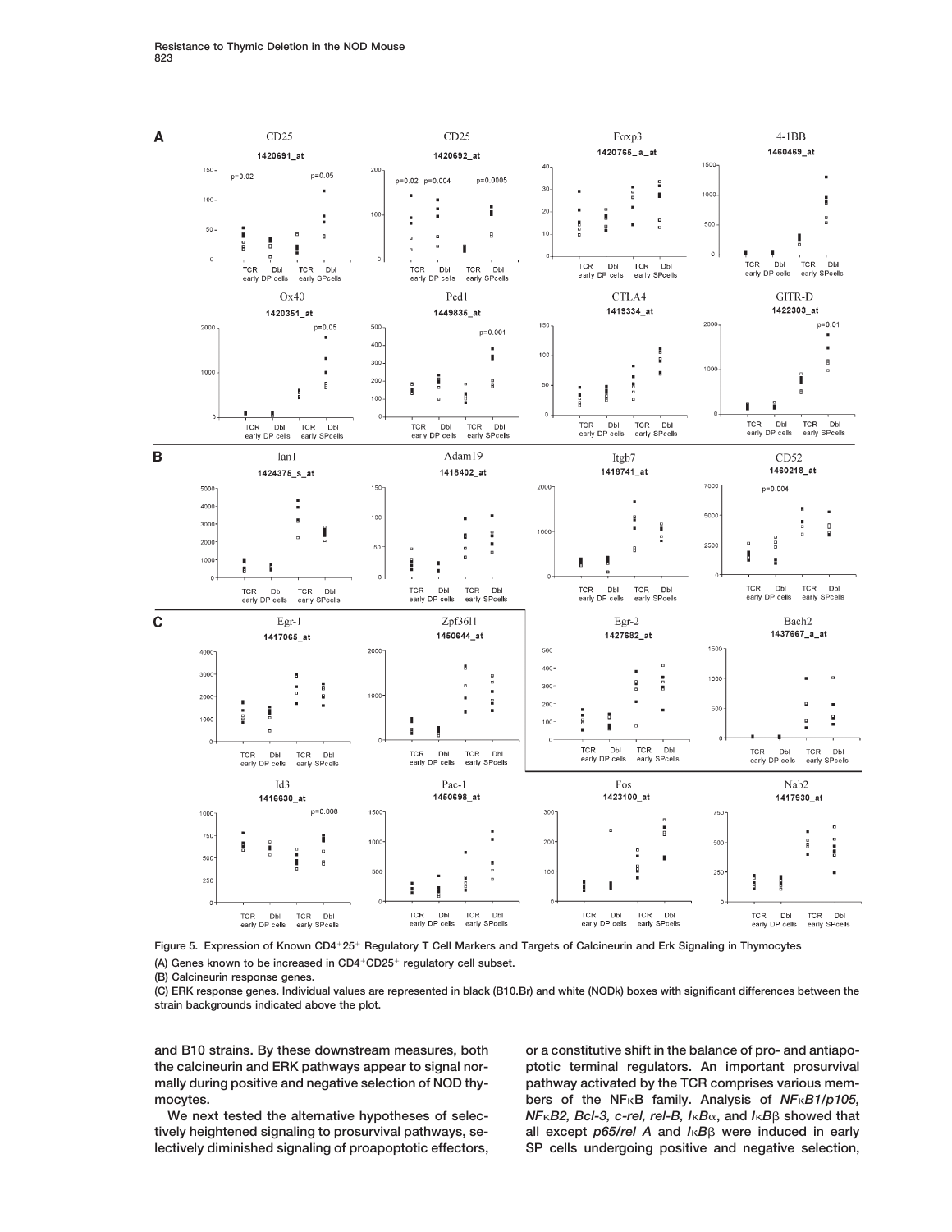Figure 5. Expression of Known CD4$^+$25$^+$ Regulatory T Cell Markers and Targets of Calcineurin and Erk Signaling in Thymocytes

(A) Genes known to be increased in CD4$^+$CD25$^+$ regulatory cell subset.

(B) Calcineurin response genes.

(C) ERK response genes. Individual values are represented in black (B10.Br) and white (NODk) boxes with significant differences between the strain backgrounds indicated above the plot.

and B10 strains. By these downstream measures, both the calcineurin and ERK pathways appear to signal normally during positive and negative selection of NOD thymocytes.

We next tested the alternative hypotheses of selectively heightened signaling to prosurvival pathways, selectively diminished signaling of proapoptotic effectors, or a constitutive shift in the balance of pro- and antiapoptotic terminal regulators. An important prosurvival pathway activated by the TCR comprises various members of the NFκB family. Analysis of *NFκB1/p105, NFκB2, Bcl-3, c-rel, rel-B, IκBα*, and *IκBβ* showed that all except *p65/rel A* and *IκBβ* were induced in early SP cells undergoing positive and negative selection,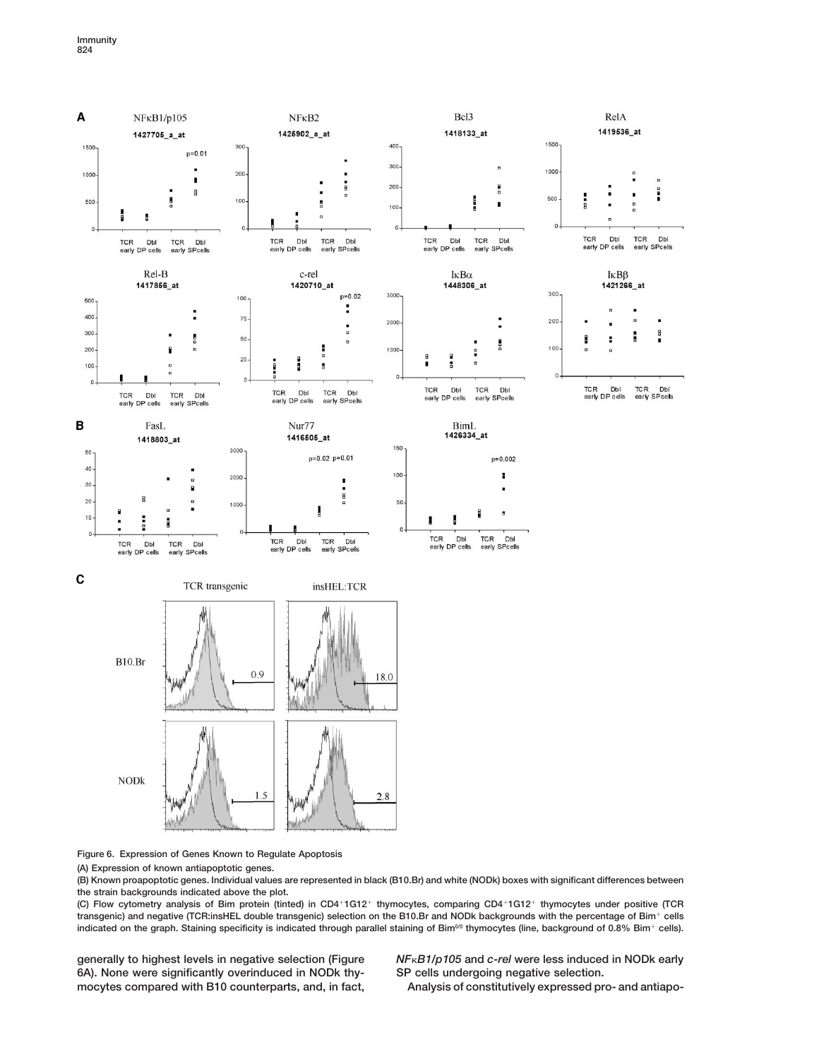Figure 6. Expression of Genes Known to Regulate Apoptosis

(A) Expression of known antiapoptotic genes.

(B) Known proapoptotic genes. Individual values are represented in black (B10.Br) and white (NODk) boxes with significant differences between the strain backgrounds indicated above the plot.

(C) Flow cytometry analysis of Bim protein (tinted) in CD4$^{+}$1G12$^{+}$ thymocytes, comparing CD4$^{+}$1G12$^{+}$ thymocytes under positive (TCR transgenic) and negative (TCR:insHEL double transgenic) selection on the B10.Br and NODk backgrounds with the percentage of Bim$^{+}$ cells indicated on the graph. Staining specificity is indicated through parallel staining of Bim$^{0/0}$ thymocytes (line, background of 0.8% Bim$^{+}$ cells).

generally to highest levels in negative selection (Figure 6A). None were significantly overinduced in NODk thymocytes compared with B10 counterparts, and, in fact, *NFκB1/p105* and *c-rel* were less induced in NODk early SP cells undergoing negative selection.

Analysis of constitutively expressed pro- and antiapo-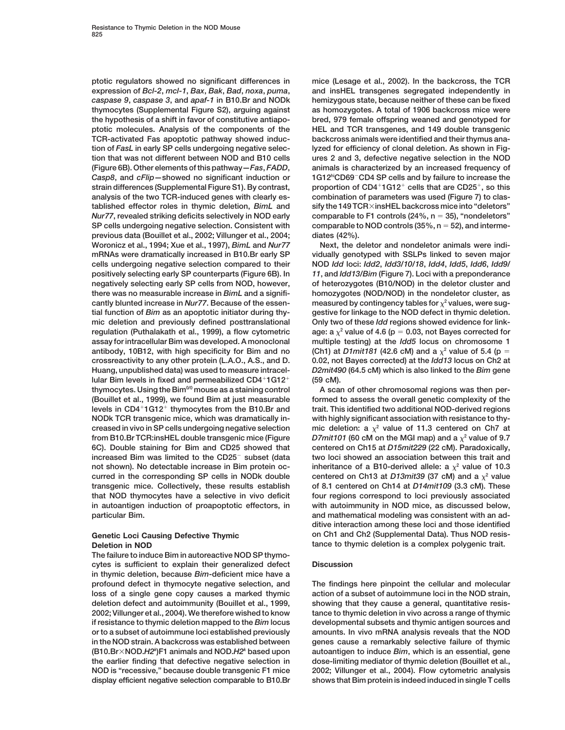ptotic regulators showed no significant differences in expression of *Bcl-2*, *mcl-1*, *Bax*, *Bak*, *Bad*, *noxa*, *puma*, *caspase 9*, *caspase 3*, and *apaf-1* in B10.Br and NODk thymocytes (Supplemental Figure S2), arguing against the hypothesis of a shift in favor of constitutive antiapoptotic molecules. Analysis of the components of the TCR-activated Fas apoptotic pathway showed induction of *FasL* in early SP cells undergoing negative selection that was not different between NOD and B10 cells (Figure 6B). Other elements of this pathway—*Fas*, *FADD*, *Casp8*, and *cFlip*—showed no significant induction or strain differences (Supplemental Figure S1). By contrast, analysis of the two TCR-induced genes with clearly established effector roles in thymic deletion, *BimL* and *Nur77*, revealed striking deficits selectively in NOD early SP cells undergoing negative selection. Consistent with previous data (Bouillet et al., 2002; Villunger et al., 2004; Woronicz et al., 1994; Xue et al., 1997), *BimL* and *Nur77* mRNAs were dramatically increased in B10.Br early SP cells undergoing negative selection compared to their positively selecting early SP counterparts (Figure 6B). In negatively selecting early SP cells from NOD, however, there was no measurable increase in *BimL* and a significantly blunted increase in *Nur77*. Because of the essential function of *Bim* as an apoptotic initiator during thymic deletion and previously defined posttranslational regulation (Puthalakath et al., 1999), a flow cytometric assay for intracellular Bim was developed. A monoclonal antibody, 10B12, with high specificity for Bim and no crossreactivity to any other protein (L.A.O., A.S., and D. Huang, unpublished data) was used to measure intracellular Bim levels in fixed and permeabilized CD4$^+$1G12$^+$ thymocytes. Using the Bim$^{0/0}$ mouse as a staining control (Bouillet et al., 1999), we found Bim at just measurable levels in CD4$^+$1G12$^+$ thymocytes from the B10.Br and NODk TCR transgenic mice, which was dramatically increased in vivo in SP cells undergoing negative selection from B10.Br TCR:insHEL double transgenic mice (Figure 6C). Double staining for Bim and CD25 showed that increased Bim was limited to the CD25$^-$ subset (data not shown). No detectable increase in Bim protein occurred in the corresponding SP cells in NODk double transgenic mice. Collectively, these results establish that NOD thymocytes have a selective in vivo deficit in autoantigen induction of proapoptotic effectors, in particular Bim.

## Genetic Loci Causing Defective Thymic Deletion in NOD

The failure to induce Bim in autoreactive NOD SP thymocytes is sufficient to explain their generalized defect in thymic deletion, because *Bim*-deficient mice have a profound defect in thymocyte negative selection, and loss of a single gene copy causes a marked thymic deletion defect and autoimmunity (Bouillet et al., 1999, 2002; Villunger et al., 2004). We therefore wished to know if resistance to thymic deletion mapped to the *Bim* locus or to a subset of autoimmune loci established previously in the NOD strain. A backcross was established between (B10.Br×NOD.*H2*$^k$)F1 animals and NOD.*H2*$^k$ based upon the earlier finding that defective negative selection in NOD is "recessive," because double transgenic F1 mice display efficient negative selection comparable to B10.Br mice (Lesage et al., 2002). In the backcross, the TCR and insHEL transgenes segregated independently in hemizygous state, because neither of these can be fixed as homozygotes. A total of 1906 backcross mice were bred, 979 female offspring weaned and genotyped for HEL and TCR transgenes, and 149 double transgenic backcross animals were identified and their thymus analyzed for efficiency of clonal deletion. As shown in Figures 2 and 3, defective negative selection in the NOD animals is characterized by an increased frequency of 1G12$^{hi}$CD69$^-$CD4 SP cells and by failure to increase the proportion of CD4$^+$1G12$^+$ cells that are CD25$^+$, so this combination of parameters was used (Figure 7) to classify the 149 TCR×insHEL backcross mice into "deletors" comparable to F1 controls (24%, n = 35), "nondeletors" comparable to NOD controls (35%, n = 52), and intermediates (42%).

Next, the deletor and nondeletor animals were individually genotyped with SSLPs linked to seven major NOD *Idd* loci: *Idd2*, *Idd3/10/18*, *Idd4*, *Idd5*, *Idd6*, *Idd9/11*, and *Idd13/Bim* (Figure 7). Loci with a preponderance of heterozygotes (B10/NOD) in the deletor cluster and homozygotes (NOD/NOD) in the nondeletor cluster, as measured by contingency tables for $\chi^2$ values, were suggestive for linkage to the NOD defect in thymic deletion. Only two of these *Idd* regions showed evidence for linkage: a $\chi^2$ value of 4.6 (p = 0.03, not Bayes corrected for multiple testing) at the *Idd5* locus on chromosome 1 (Ch1) at *D1mit181* (42.6 cM) and a $\chi^2$ value of 5.4 (p = 0.02, not Bayes corrected) at the *Idd13* locus on Ch2 at *D2mit490* (64.5 cM) which is also linked to the *Bim* gene (59 cM).

A scan of other chromosomal regions was then performed to assess the overall genetic complexity of the trait. This identified two additional NOD-derived regions with highly significant association with resistance to thymic deletion: a $\chi^2$ value of 11.3 centered on Ch7 at *D7mit101* (60 cM on the MGI map) and a $\chi^2$ value of 9.7 centered on Ch15 at *D15mit229* (22 cM). Paradoxically, two loci showed an association between this trait and inheritance of a B10-derived allele: a $\chi^2$ value of 10.3 centered on Ch13 at *D13mit39* (37 cM) and a $\chi^2$ value of 8.1 centered on Ch14 at *D14mit109* (3.3 cM). These four regions correspond to loci previously associated with autoimmunity in NOD mice, as discussed below, and mathematical modeling was consistent with an additive interaction among these loci and those identified on Ch1 and Ch2 (Supplemental Data). Thus NOD resistance to thymic deletion is a complex polygenic trait.

## Discussion

The findings here pinpoint the cellular and molecular action of a subset of autoimmune loci in the NOD strain, showing that they cause a general, quantitative resistance to thymic deletion in vivo across a range of thymic developmental subsets and thymic antigen sources and amounts. In vivo mRNA analysis reveals that the NOD genes cause a remarkably selective failure of thymic autoantigen to induce *Bim*, which is an essential, gene dose-limiting mediator of thymic deletion (Bouillet et al., 2002; Villunger et al., 2004). Flow cytometric analysis shows that Bim protein is indeed induced in single T cells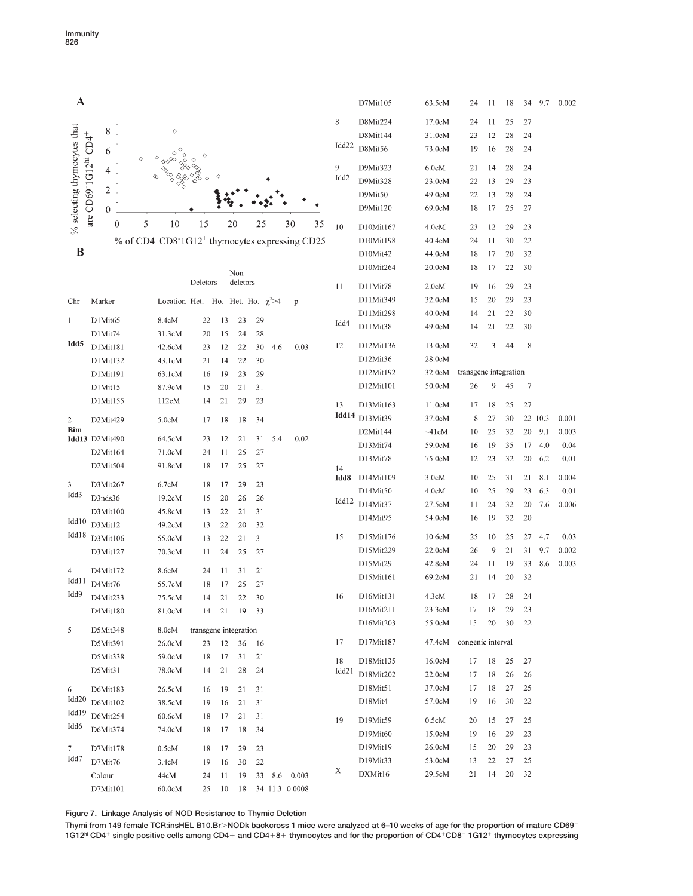**A**

**B**

| Chr | Marker | Location | Deletors Het. | Deletors Ho. | Non-deletors Het. | Non-deletors Ho. | $\chi^2$>4 | p |
|---|---|---|---|---|---|---|---|---|
| 1 | D1Mit65 | 8.4cM | 22 | 13 | 23 | 29 | | |
| | D1Mit74 | 31.3cM | 20 | 15 | 24 | 28 | | |
| **Idd5** | D1Mit181 | 42.6cM | 23 | 12 | 22 | 30 | 4.6 | 0.03 |
| | D1Mit132 | 43.1cM | 21 | 14 | 22 | 30 | | |
| | D1Mit191 | 63.1cM | 16 | 19 | 23 | 29 | | |
| | D1Mit15 | 87.9cM | 15 | 20 | 21 | 31 | | |
| | D1Mit155 | 112cM | 14 | 21 | 29 | 23 | | |
| 2 | D2Mit429 | 5.0cM | 17 | 18 | 18 | 34 | | |
| **Bim** **Idd13** | D2Mit490 | 64.5cM | 23 | 12 | 21 | 31 | 5.4 | 0.02 |
| | D2Mit164 | 71.0cM | 24 | 11 | 25 | 27 | | |
| | D2Mit504 | 91.8cM | 18 | 17 | 25 | 27 | | |
| 3 | D3Mit267 | 6.7cM | 18 | 17 | 29 | 23 | | |
| Idd3 | D3nds36 | 19.2cM | 15 | 20 | 26 | 26 | | |
| | D3Mit100 | 45.8cM | 13 | 22 | 21 | 31 | | |
| Idd10 | D3Mit12 | 49.2cM | 13 | 22 | 20 | 32 | | |
| Idd18 | D3Mit106 | 55.0cM | 13 | 22 | 21 | 31 | | |
| | D3Mit127 | 70.3cM | 11 | 24 | 25 | 27 | | |
| 4 | D4Mit172 | 8.6cM | 24 | 11 | 31 | 21 | | |
| Idd11 | D4Mit76 | 55.7cM | 18 | 17 | 25 | 27 | | |
| Idd9 | D4Mit233 | 75.5cM | 14 | 21 | 22 | 30 | | |
| | D4Mit180 | 81.0cM | 14 | 21 | 19 | 33 | | |
| 5 | D5Mit348 | 8.0cM | transgene integration | | | | | |
| | D5Mit391 | 26.0cM | 23 | 12 | 36 | 16 | | |
| | D5Mit338 | 59.0cM | 18 | 17 | 31 | 21 | | |
| | D5Mit31 | 78.0cM | 14 | 21 | 28 | 24 | | |
| 6 | D6Mit183 | 26.5cM | 16 | 19 | 21 | 31 | | |
| Idd20 | D6Mit102 | 38.5cM | 19 | 16 | 21 | 31 | | |
| Idd19 | D6Mit254 | 60.6cM | 18 | 17 | 21 | 31 | | |
| Idd6 | D6Mit374 | 74.0cM | 18 | 17 | 18 | 34 | | |
| 7 | D7Mit178 | 0.5cM | 18 | 17 | 29 | 23 | | |
| Idd7 | D7Mit76 | 3.4cM | 19 | 16 | 30 | 22 | | |
| | Colour | 44cM | 24 | 11 | 19 | 33 | 8.6 | 0.003 |
| | D7Mit101 | 60.0cM | 25 | 10 | 18 | 34 | 11.3 | 0.0008 |
| | D7Mit105 | 63.5cM | 24 | 11 | 18 | 34 | 9.7 | 0.002 |
| 8 | D8Mit224 | 17.0cM | 24 | 11 | 25 | 27 | | |
| | D8Mit144 | 31.0cM | 23 | 12 | 28 | 24 | | |
| Idd22 | D8Mit56 | 73.0cM | 19 | 16 | 28 | 24 | | |
| 9 | D9Mit323 | 6.0cM | 21 | 14 | 28 | 24 | | |
| Idd2 | D9Mit328 | 23.0cM | 22 | 13 | 29 | 23 | | |
| | D9Mit50 | 49.0cM | 22 | 13 | 28 | 24 | | |
| | D9Mit120 | 69.0cM | 18 | 17 | 25 | 27 | | |
| 10 | D10Mit167 | 4.0cM | 23 | 12 | 29 | 23 | | |
| | D10Mit198 | 40.4cM | 24 | 11 | 30 | 22 | | |
| | D10Mit42 | 44.0cM | 18 | 17 | 20 | 32 | | |
| | D10Mit264 | 20.0cM | 18 | 17 | 22 | 30 | | |
| 11 | D11Mit78 | 2.0cM | 19 | 16 | 29 | 23 | | |
| | D11Mit349 | 32.0cM | 15 | 20 | 29 | 23 | | |
| | D11Mit298 | 40.0cM | 14 | 21 | 22 | 30 | | |
| Idd4 | D11Mit38 | 49.0cM | 14 | 21 | 22 | 30 | | |
| 12 | D12Mit136 | 13.0cM | 32 | 3 | 44 | 8 | | |
| | D12Mit36 | 28.0cM | | | | | | |
| | D12Mit192 | 32.0cM | transgene integration | | | | | |
| | D12Mit101 | 50.0cM | 26 | 9 | 45 | 7 | | |
| 13 | D13Mit163 | 11.0cM | 17 | 18 | 25 | 27 | | |
| **Idd14** | D13Mit39 | 37.0cM | 8 | 27 | 30 | 22 | 10.3 | 0.001 |
| | D2Mit144 | ~41cM | 10 | 25 | 32 | 20 | 9.1 | 0.003 |
| | D13Mit74 | 59.0cM | 16 | 19 | 35 | 17 | 4.0 | 0.04 |
| | D13Mit78 | 75.0cM | 12 | 23 | 32 | 20 | 6.2 | 0.01 |
| 14 **Idd8** | D14Mit109 | 3.0cM | 10 | 25 | 31 | 21 | 8.1 | 0.004 |
| | D14Mit50 | 4.0cM | 10 | 25 | 29 | 23 | 6.3 | 0.01 |
| Idd12 | D14Mit37 | 27.5cM | 11 | 24 | 32 | 20 | 7.6 | 0.006 |
| | D14Mit95 | 54.0cM | 16 | 19 | 32 | 20 | | |
| 15 | D15Mit176 | 10.6cM | 25 | 10 | 25 | 27 | 4.7 | 0.03 |
| | D15Mit229 | 22.0cM | 26 | 9 | 21 | 31 | 9.7 | 0.002 |
| | D15Mit29 | 42.8cM | 24 | 11 | 19 | 33 | 8.6 | 0.003 |
| | D15Mit161 | 69.2cM | 21 | 14 | 20 | 32 | | |
| 16 | D16Mit131 | 4.3cM | 18 | 17 | 28 | 24 | | |
| | D16Mit211 | 23.3cM | 17 | 18 | 29 | 23 | | |
| | D16Mit203 | 55.0cM | 15 | 20 | 30 | 22 | | |
| 17 | D17Mit187 | 47.4cM | congenic interval | | | | | |
| 18 | D18Mit135 | 16.0cM | 17 | 18 | 25 | 27 | | |
| Idd21 | D18Mit202 | 22.0cM | 17 | 18 | 26 | 26 | | |
| | D18Mit51 | 37.0cM | 17 | 18 | 27 | 25 | | |
| | D18Mit4 | 57.0cM | 19 | 16 | 30 | 22 | | |
| 19 | D19Mit59 | 0.5cM | 20 | 15 | 27 | 25 | | |
| | D19Mit60 | 15.0cM | 19 | 16 | 29 | 23 | | |
| | D19Mit19 | 26.0cM | 15 | 20 | 29 | 23 | | |
| | D19Mit33 | 53.0cM | 13 | 22 | 27 | 25 | | |
| X | DXMit16 | 29.5cM | 21 | 14 | 20 | 32 | | |

**Figure 7. Linkage Analysis of NOD Resistance to Thymic Deletion**

Thymi from 149 female TCR:insHEL B10.Br>NODk backcross 1 mice were analyzed at 6–10 weeks of age for the proportion of mature CD69$^-$ 1G12$^{hi}$ CD4$^+$ single positive cells among CD4+ and CD4+8+ thymocytes and for the proportion of CD4$^+$CD8$^-$ 1G12$^+$ thymocytes expressing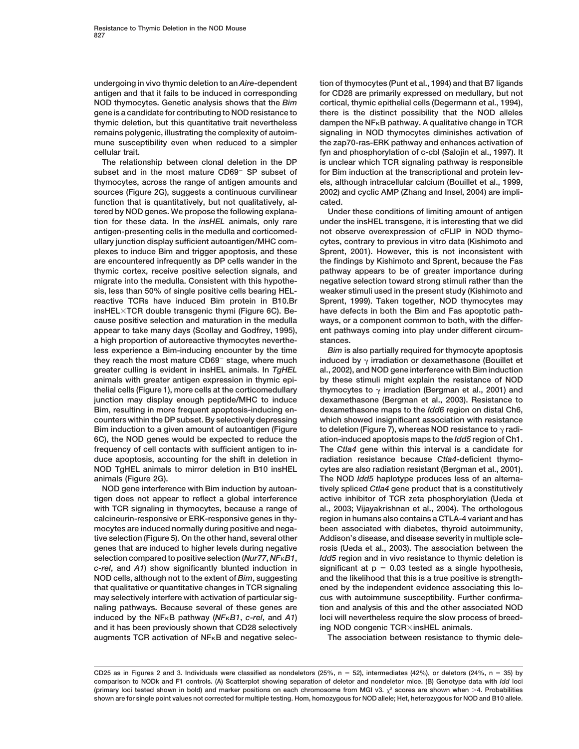undergoing in vivo thymic deletion to an *Aire*-dependent antigen and that it fails to be induced in corresponding NOD thymocytes. Genetic analysis shows that the *Bim* gene is a candidate for contributing to NOD resistance to thymic deletion, but this quantitative trait nevertheless remains polygenic, illustrating the complexity of autoimmune susceptibility even when reduced to a simpler cellular trait.

The relationship between clonal deletion in the DP subset and in the most mature CD69⁻ SP subset of thymocytes, across the range of antigen amounts and sources (Figure 2G), suggests a continuous curvilinear function that is quantitatively, but not qualitatively, altered by NOD genes. We propose the following explanation for these data. In the *insHEL* animals, only rare antigen-presenting cells in the medulla and corticomedullary junction display sufficient autoantigen/MHC complexes to induce Bim and trigger apoptosis, and these are encountered infrequently as DP cells wander in the thymic cortex, receive positive selection signals, and migrate into the medulla. Consistent with this hypothesis, less than 50% of single positive cells bearing HEL-reactive TCRs have induced Bim protein in B10.Br insHEL×TCR double transgenic thymi (Figure 6C). Because positive selection and maturation in the medulla appear to take many days (Scollay and Godfrey, 1995), a high proportion of autoreactive thymocytes nevertheless experience a Bim-inducing encounter by the time they reach the most mature CD69⁻ stage, where much greater culling is evident in insHEL animals. In *TgHEL* animals with greater antigen expression in thymic epithelial cells (Figure 1), more cells at the corticomedullary junction may display enough peptide/MHC to induce Bim, resulting in more frequent apoptosis-inducing encounters within the DP subset. By selectively depressing Bim induction to a given amount of autoantigen (Figure 6C), the NOD genes would be expected to reduce the frequency of cell contacts with sufficient antigen to induce apoptosis, accounting for the shift in deletion in NOD TgHEL animals to mirror deletion in B10 insHEL animals (Figure 2G).

NOD gene interference with Bim induction by autoantigen does not appear to reflect a global interference with TCR signaling in thymocytes, because a range of calcineurin-responsive or ERK-responsive genes in thymocytes are induced normally during positive and negative selection (Figure 5). On the other hand, several other genes that are induced to higher levels during negative selection compared to positive selection (*Nur77*, *NFκB1*, *c-rel*, and *A1*) show significantly blunted induction in NOD cells, although not to the extent of *Bim*, suggesting that qualitative or quantitative changes in TCR signaling may selectively interfere with activation of particular signaling pathways. Because several of these genes are induced by the NFκB pathway (*NFκB1*, *c-rel*, and *A1*) and it has been previously shown that CD28 selectively augments TCR activation of NFκB and negative selection of thymocytes (Punt et al., 1994) and that B7 ligands for CD28 are primarily expressed on medullary, but not cortical, thymic epithelial cells (Degermann et al., 1994), there is the distinct possibility that the NOD alleles dampen the NFκB pathway. A qualitative change in TCR signaling in NOD thymocytes diminishes activation of the zap70-ras-ERK pathway and enhances activation of fyn and phosphorylation of c-cbl (Salojin et al., 1997). It is unclear which TCR signaling pathway is responsible for Bim induction at the transcriptional and protein levels, although intracellular calcium (Bouillet et al., 1999, 2002) and cyclic AMP (Zhang and Insel, 2004) are implicated.

Under these conditions of limiting amount of antigen under the insHEL transgene, it is interesting that we did not observe overexpression of cFLIP in NOD thymocytes, contrary to previous in vitro data (Kishimoto and Sprent, 2001). However, this is not inconsistent with the findings by Kishimoto and Sprent, because the Fas pathway appears to be of greater importance during negative selection toward strong stimuli rather than the weaker stimuli used in the present study (Kishimoto and Sprent, 1999). Taken together, NOD thymocytes may have defects in both the Bim and Fas apoptotic pathways, or a component common to both, with the different pathways coming into play under different circumstances.

*Bim* is also partially required for thymocyte apoptosis induced by γ irradiation or dexamethasone (Bouillet et al., 2002), and NOD gene interference with Bim induction by these stimuli might explain the resistance of NOD thymocytes to γ irradiation (Bergman et al., 2001) and dexamethasone (Bergman et al., 2003). Resistance to dexamethasone maps to the *Idd6* region on distal Ch6, which showed insignificant association with resistance to deletion (Figure 7), whereas NOD resistance to γ radiation-induced apoptosis maps to the *Idd5* region of Ch1. The *Ctla4* gene within this interval is a candidate for radiation resistance because *Ctla4*-deficient thymocytes are also radiation resistant (Bergman et al., 2001). The NOD *Idd5* haplotype produces less of an alternatively spliced *Ctla4* gene product that is a constitutively active inhibitor of TCR zeta phosphorylation (Ueda et al., 2003; Vijayakrishnan et al., 2004). The orthologous region in humans also contains a CTLA-4 variant and has been associated with diabetes, thyroid autoimmunity, Addison's disease, and disease severity in multiple sclerosis (Ueda et al., 2003). The association between the *Idd5* region and in vivo resistance to thymic deletion is significant at $p = 0.03$ tested as a single hypothesis, and the likelihood that this is a true positive is strengthened by the independent evidence associating this locus with autoimmune susceptibility. Further confirmation and analysis of this and the other associated NOD loci will nevertheless require the slow process of breeding NOD congenic TCR×insHEL animals.

The association between resistance to thymic dele-

CD25 as in Figures 2 and 3. Individuals were classified as nondeletors (25%, n = 52), intermediates (42%), or deletors (24%, n = 35) by comparison to NODk and F1 controls. (A) Scatterplot showing separation of deletor and nondeletor mice. (B) Genotype data with *Idd* loci (primary loci tested shown in bold) and marker positions on each chromosome from MGI v3. $\chi^2$ scores are shown when >4. Probabilities shown are for single point values not corrected for multiple testing. Hom, homozygous for NOD allele; Het, heterozygous for NOD and B10 allele.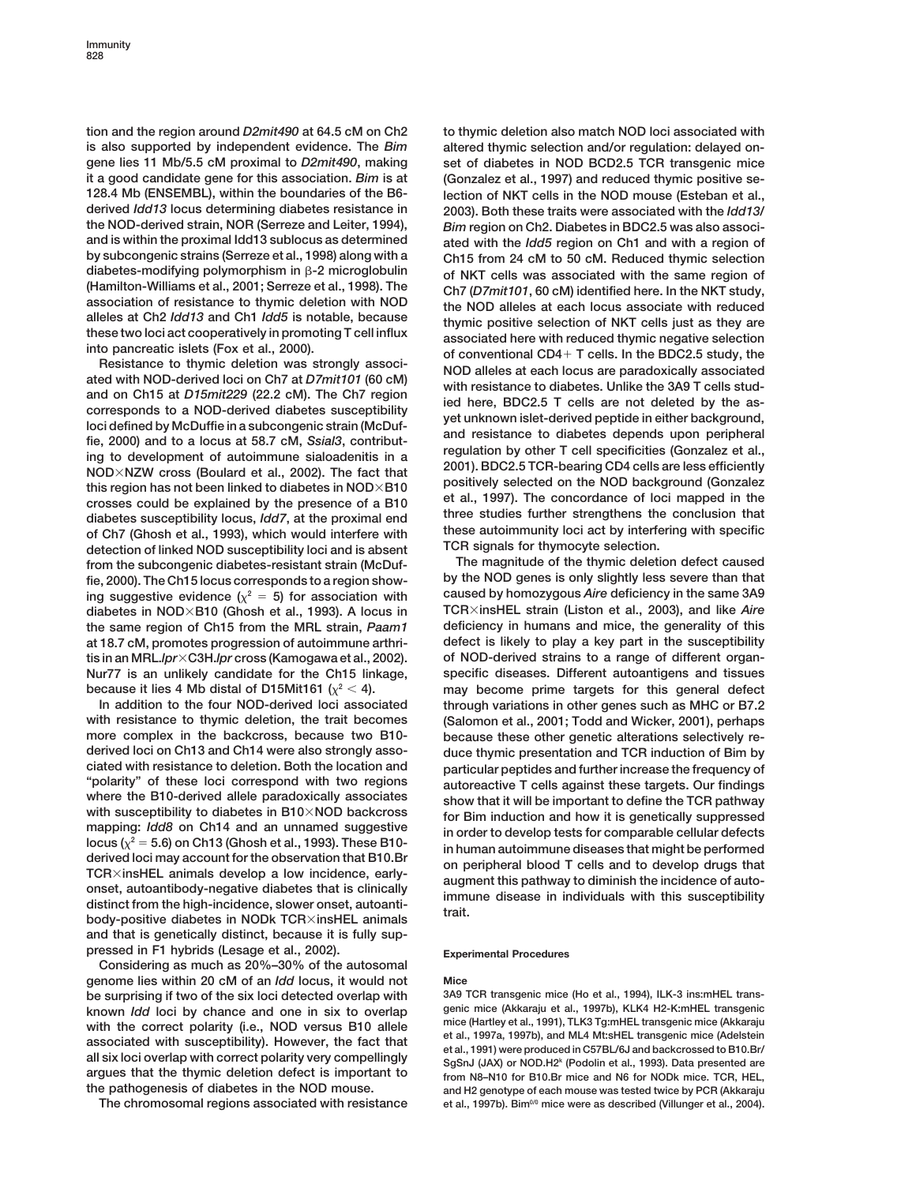tion and the region around *D2mit490* at 64.5 cM on Ch2 is also supported by independent evidence. The *Bim* gene lies 11 Mb/5.5 cM proximal to *D2mit490*, making it a good candidate gene for this association. *Bim* is at 128.4 Mb (ENSEMBL), within the boundaries of the B6-derived *Idd13* locus determining diabetes resistance in the NOD-derived strain, NOR (Serreze and Leiter, 1994), and is within the proximal Idd13 sublocus as determined by subcongenic strains (Serreze et al., 1998) along with a diabetes-modifying polymorphism in β-2 microglobulin (Hamilton-Williams et al., 2001; Serreze et al., 1998). The association of resistance to thymic deletion with NOD alleles at Ch2 *Idd13* and Ch1 *Idd5* is notable, because these two loci act cooperatively in promoting T cell influx into pancreatic islets (Fox et al., 2000).

Resistance to thymic deletion was strongly associated with NOD-derived loci on Ch7 at *D7mit101* (60 cM) and on Ch15 at *D15mit229* (22.2 cM). The Ch7 region corresponds to a NOD-derived diabetes susceptibility loci defined by McDuffie in a subcongenic strain (McDuffie, 2000) and to a locus at 58.7 cM, *Ssial3*, contributing to development of autoimmune sialoadenitis in a NOD×NZW cross (Boulard et al., 2002). The fact that this region has not been linked to diabetes in NOD×B10 crosses could be explained by the presence of a B10 diabetes susceptibility locus, *Idd7*, at the proximal end of Ch7 (Ghosh et al., 1993), which would interfere with detection of linked NOD susceptibility loci and is absent from the subcongenic diabetes-resistant strain (McDuffie, 2000). The Ch15 locus corresponds to a region showing suggestive evidence ($\chi^2 = 5$) for association with diabetes in NOD×B10 (Ghosh et al., 1993). A locus in the same region of Ch15 from the MRL strain, *Paam1* at 18.7 cM, promotes progression of autoimmune arthritis in an MRL.*lpr*×C3H.*lpr* cross (Kamogawa et al., 2002). Nur77 is an unlikely candidate for the Ch15 linkage, because it lies 4 Mb distal of D15Mit161 ($\chi^2 < 4$).

In addition to the four NOD-derived loci associated with resistance to thymic deletion, the trait becomes more complex in the backcross, because two B10-derived loci on Ch13 and Ch14 were also strongly associated with resistance to deletion. Both the location and "polarity" of these loci correspond with two regions where the B10-derived allele paradoxically associates with susceptibility to diabetes in B10×NOD backcross mapping: *Idd8* on Ch14 and an unnamed suggestive locus ($\chi^2 = 5.6$) on Ch13 (Ghosh et al., 1993). These B10-derived loci may account for the observation that B10.Br TCR×insHEL animals develop a low incidence, early-onset, autoantibody-negative diabetes that is clinically distinct from the high-incidence, slower onset, autoantibody-positive diabetes in NODk TCR×insHEL animals and that is genetically distinct, because it is fully suppressed in F1 hybrids (Lesage et al., 2002).

Considering as much as 20%–30% of the autosomal genome lies within 20 cM of an *Idd* locus, it would not be surprising if two of the six loci detected overlap with known *Idd* loci by chance and one in six to overlap with the correct polarity (i.e., NOD versus B10 allele associated with susceptibility). However, the fact that all six loci overlap with correct polarity very compellingly argues that the thymic deletion defect is important to the pathogenesis of diabetes in the NOD mouse.

The chromosomal regions associated with resistance to thymic deletion also match NOD loci associated with altered thymic selection and/or regulation: delayed onset of diabetes in NOD BCD2.5 TCR transgenic mice (Gonzalez et al., 1997) and reduced thymic positive selection of NKT cells in the NOD mouse (Esteban et al., 2003). Both these traits were associated with the *Idd13*/*Bim* region on Ch2. Diabetes in BDC2.5 was also associated with the *Idd5* region on Ch1 and with a region of Ch15 from 24 cM to 50 cM. Reduced thymic selection of NKT cells was associated with the same region of Ch7 (*D7mit101*, 60 cM) identified here. In the NKT study, the NOD alleles at each locus associate with reduced thymic positive selection of NKT cells just as they are associated here with reduced thymic negative selection of conventional CD4+ T cells. In the BDC2.5 study, the NOD alleles at each locus are paradoxically associated with resistance to diabetes. Unlike the 3A9 T cells studied here, BDC2.5 T cells are not deleted by the as-yet unknown islet-derived peptide in either background, and resistance to diabetes depends upon peripheral regulation by other T cell specificities (Gonzalez et al., 2001). BDC2.5 TCR-bearing CD4 cells are less efficiently positively selected on the NOD background (Gonzalez et al., 1997). The concordance of loci mapped in the three studies further strengthens the conclusion that these autoimmunity loci act by interfering with specific TCR signals for thymocyte selection.

The magnitude of the thymic deletion defect caused by the NOD genes is only slightly less severe than that caused by homozygous *Aire* deficiency in the same 3A9 TCR×insHEL strain (Liston et al., 2003), and like *Aire* deficiency in humans and mice, the generality of this defect is likely to play a key part in the susceptibility of NOD-derived strains to a range of different organ-specific diseases. Different autoantigens and tissues may become prime targets for this general defect through variations in other genes such as MHC or B7.2 (Salomon et al., 2001; Todd and Wicker, 2001), perhaps because these other genetic alterations selectively reduce thymic presentation and TCR induction of Bim by particular peptides and further increase the frequency of autoreactive T cells against these targets. Our findings show that it will be important to define the TCR pathway for Bim induction and how it is genetically suppressed in order to develop tests for comparable cellular defects in human autoimmune diseases that might be performed on peripheral blood T cells and to develop drugs that augment this pathway to diminish the incidence of autoimmune disease in individuals with this susceptibility trait.

## Experimental Procedures

### Mice

3A9 TCR transgenic mice (Ho et al., 1994), ILK-3 ins:mHEL transgenic mice (Akkaraju et al., 1997b), KLK4 H2-K:mHEL transgenic mice (Hartley et al., 1991), TLK3 Tg:mHEL transgenic mice (Akkaraju et al., 1997a, 1997b), and ML4 Mt:sHEL transgenic mice (Adelstein et al., 1991) were produced in C57BL/6J and backcrossed to B10.Br/SgSnJ (JAX) or NOD.H2[k] (Podolin et al., 1993). Data presented are from N8–N10 for B10.Br mice and N6 for NODk mice. TCR, HEL, and H2 genotype of each mouse was tested twice by PCR (Akkaraju et al., 1997b). Bim[0/0] mice were as described (Villunger et al., 2004).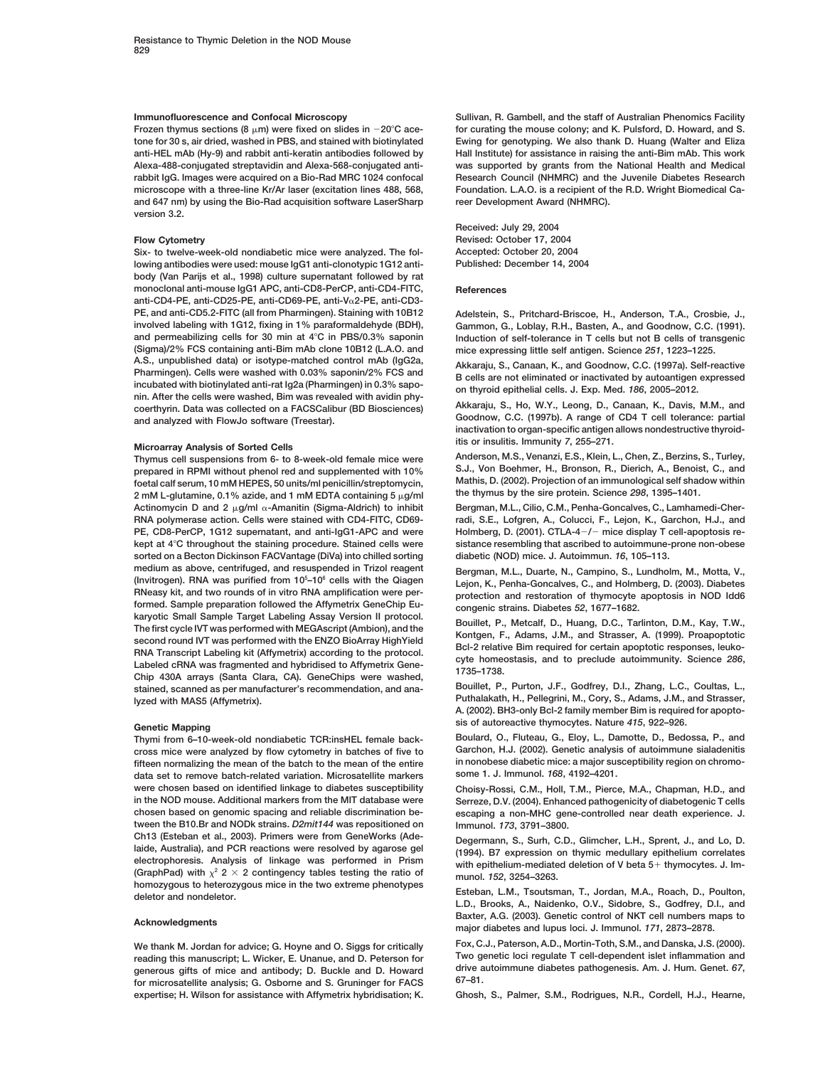### Immunofluorescence and Confocal Microscopy

Frozen thymus sections (8 μm) were fixed on slides in −20°C acetone for 30 s, air dried, washed in PBS, and stained with biotinylated anti-HEL mAb (Hy-9) and rabbit anti-keratin antibodies followed by Alexa-488-conjugated streptavidin and Alexa-568-conjugated anti-rabbit IgG. Images were acquired on a Bio-Rad MRC 1024 confocal microscope with a three-line Kr/Ar laser (excitation lines 488, 568, and 647 nm) by using the Bio-Rad acquisition software LaserSharp version 3.2.

### Flow Cytometry

Six- to twelve-week-old nondiabetic mice were analyzed. The following antibodies were used: mouse IgG1 anti-clonotypic 1G12 antibody (Van Parijs et al., 1998) culture supernatant followed by rat monoclonal anti-mouse IgG1 APC, anti-CD8-PerCP, anti-CD4-FITC, anti-CD4-PE, anti-CD25-PE, anti-CD69-PE, anti-V$\alpha$2-PE, anti-CD3-PE, and anti-CD5.2-FITC (all from Pharmingen). Staining with 10B12 involved labeling with 1G12, fixing in 1% paraformaldehyde (BDH), and permeabilizing cells for 30 min at 4°C in PBS/0.3% saponin (Sigma)/2% FCS containing anti-Bim mAb clone 10B12 (L.A.O. and A.S., unpublished data) or isotype-matched control mAb (IgG2a, Pharmingen). Cells were washed with 0.03% saponin/2% FCS and incubated with biotinylated anti-rat Ig2a (Pharmingen) in 0.3% saponin. After the cells were washed, Bim was revealed with avidin phycoerthyrin. Data was collected on a FACSCalibur (BD Biosciences) and analyzed with FlowJo software (Treestar).

### Microarray Analysis of Sorted Cells

Thymus cell suspensions from 6- to 8-week-old female mice were prepared in RPMI without phenol red and supplemented with 10% foetal calf serum, 10 mM HEPES, 50 units/ml penicillin/streptomycin, 2 mM L-glutamine, 0.1% azide, and 1 mM EDTA containing 5 μg/ml Actinomycin D and 2 μg/ml $\alpha$-Amanitin (Sigma-Aldrich) to inhibit RNA polymerase action. Cells were stained with CD4-FITC, CD69-PE, CD8-PerCP, 1G12 supernatant, and anti-IgG1-APC and were kept at 4°C throughout the staining procedure. Stained cells were sorted on a Becton Dickinson FACVantage (DiVa) into chilled sorting medium as above, centrifuged, and resuspended in Trizol reagent (Invitrogen). RNA was purified from $10^5$–$10^6$ cells with the Qiagen RNeasy kit, and two rounds of in vitro RNA amplification were performed. Sample preparation followed the Affymetrix GeneChip Eukaryotic Small Sample Target Labeling Assay Version II protocol. The first cycle IVT was performed with MEGAscript (Ambion), and the second round IVT was performed with the ENZO BioArray HighYield RNA Transcript Labeling kit (Affymetrix) according to the protocol. Labeled cRNA was fragmented and hybridised to Affymetrix GeneChip 430A arrays (Santa Clara, CA). GeneChips were washed, stained, scanned as per manufacturer's recommendation, and analyzed with MAS5 (Affymetrix).

### Genetic Mapping

Thymi from 6–10-week-old nondiabetic TCR:insHEL female backcross mice were analyzed by flow cytometry in batches of five to fifteen normalizing the mean of the batch to the mean of the entire data set to remove batch-related variation. Microsatellite markers were chosen based on identified linkage to diabetes susceptibility in the NOD mouse. Additional markers from the MIT database were chosen based on genomic spacing and reliable discrimination between the B10.Br and NODk strains. *D2mit144* was repositioned on Ch13 (Esteban et al., 2003). Primers were from GeneWorks (Adelaide, Australia), and PCR reactions were resolved by agarose gel electrophoresis. Analysis of linkage was performed in Prism (GraphPad) with $\chi^2$ 2 × 2 contingency tables testing the ratio of homozygous to heterozygous mice in the two extreme phenotypes deletor and nondeletor.

### Acknowledgments

We thank M. Jordan for advice; G. Hoyne and O. Siggs for critically reading this manuscript; L. Wicker, E. Unanue, and D. Peterson for generous gifts of mice and antibody; D. Buckle and D. Howard for microsatellite analysis; G. Osborne and S. Gruninger for FACS expertise; H. Wilson for assistance with Affymetrix hybridisation; K. Sullivan, R. Gambell, and the staff of Australian Phenomics Facility for curating the mouse colony; and K. Pulsford, D. Howard, and S. Ewing for genotyping. We also thank D. Huang (Walter and Eliza Hall Institute) for assistance in raising the anti-Bim mAb. This work was supported by grants from the National Health and Medical Research Council (NHMRC) and the Juvenile Diabetes Research Foundation. L.A.O. is a recipient of the R.D. Wright Biomedical Career Development Award (NHMRC).

Received: July 29, 2004
Revised: October 17, 2004
Accepted: October 20, 2004
Published: December 14, 2004

## References

Adelstein, S., Pritchard-Briscoe, H., Anderson, T.A., Crosbie, J., Gammon, G., Loblay, R.H., Basten, A., and Goodnow, C.C. (1991). Induction of self-tolerance in T cells but not B cells of transgenic mice expressing little self antigen. Science *251*, 1223–1225.

Akkaraju, S., Canaan, K., and Goodnow, C.C. (1997a). Self-reactive B cells are not eliminated or inactivated by autoantigen expressed on thyroid epithelial cells. J. Exp. Med. *186*, 2005–2012.

Akkaraju, S., Ho, W.Y., Leong, D., Canaan, K., Davis, M.M., and Goodnow, C.C. (1997b). A range of CD4 T cell tolerance: partial inactivation to organ-specific antigen allows nondestructive thyroiditis or insulitis. Immunity *7*, 255–271.

Anderson, M.S., Venanzi, E.S., Klein, L., Chen, Z., Berzins, S., Turley, S.J., Von Boehmer, H., Bronson, R., Dierich, A., Benoist, C., and Mathis, D. (2002). Projection of an immunological self shadow within the thymus by the sire protein. Science *298*, 1395–1401.

Bergman, M.L., Cilio, C.M., Penha-Goncalves, C., Lamhamedi-Cherradi, S.E., Lofgren, A., Colucci, F., Lejon, K., Garchon, H.J., and Holmberg, D. (2001). CTLA-4−/− mice display T cell-apoptosis resistance resembling that ascribed to autoimmune-prone non-obese diabetic (NOD) mice. J. Autoimmun. *16*, 105–113.

Bergman, M.L., Duarte, N., Campino, S., Lundholm, M., Motta, V., Lejon, K., Penha-Goncalves, C., and Holmberg, D. (2003). Diabetes protection and restoration of thymocyte apoptosis in NOD Idd6 congenic strains. Diabetes *52*, 1677–1682.

Bouillet, P., Metcalf, D., Huang, D.C., Tarlinton, D.M., Kay, T.W., Kontgen, F., Adams, J.M., and Strasser, A. (1999). Proapoptotic Bcl-2 relative Bim required for certain apoptotic responses, leukocyte homeostasis, and to preclude autoimmunity. Science *286*, 1735–1738.

Bouillet, P., Purton, J.F., Godfrey, D.I., Zhang, L.C., Coultas, L., Puthalakath, H., Pellegrini, M., Cory, S., Adams, J.M., and Strasser, A. (2002). BH3-only Bcl-2 family member Bim is required for apoptosis of autoreactive thymocytes. Nature *415*, 922–926.

Boulard, O., Fluteau, G., Eloy, L., Damotte, D., Bedossa, P., and Garchon, H.J. (2002). Genetic analysis of autoimmune sialadenitis in nonobese diabetic mice: a major susceptibility region on chromosome 1. J. Immunol. *168*, 4192–4201.

Choisy-Rossi, C.M., Holl, T.M., Pierce, M.A., Chapman, H.D., and Serreze, D.V. (2004). Enhanced pathogenicity of diabetogenic T cells escaping a non-MHC gene-controlled near death experience. J. Immunol. *173*, 3791–3800.

Degermann, S., Surh, C.D., Glimcher, L.H., Sprent, J., and Lo, D. (1994). B7 expression on thymic medullary epithelium correlates with epithelium-mediated deletion of V beta 5+ thymocytes. J. Immunol. *152*, 3254–3263.

Esteban, L.M., Tsoutsman, T., Jordan, M.A., Roach, D., Poulton, L.D., Brooks, A., Naidenko, O.V., Sidobre, S., Godfrey, D.I., and Baxter, A.G. (2003). Genetic control of NKT cell numbers maps to major diabetes and lupus loci. J. Immunol. *171*, 2873–2878.

Fox, C.J., Paterson, A.D., Mortin-Toth, S.M., and Danska, J.S. (2000). Two genetic loci regulate T cell-dependent islet inflammation and drive autoimmune diabetes pathogenesis. Am. J. Hum. Genet. *67*, 67–81.

Ghosh, S., Palmer, S.M., Rodrigues, N.R., Cordell, H.J., Hearne,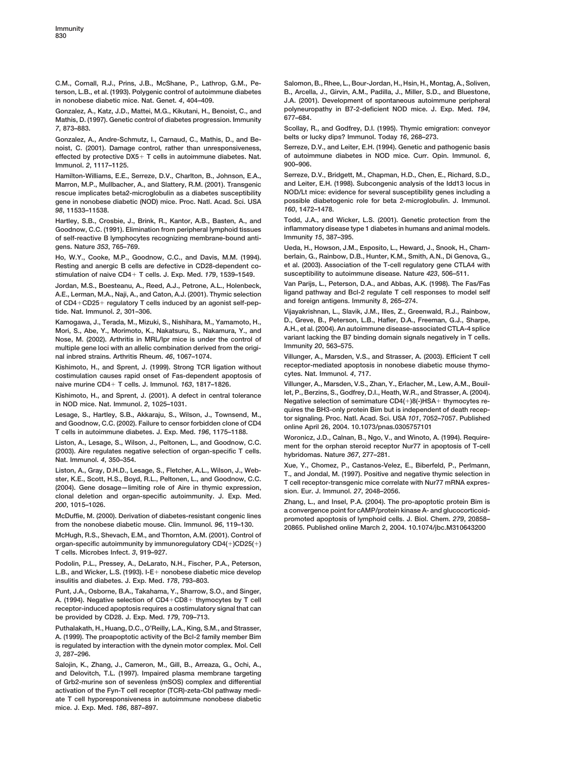C.M., Cornall, R.J., Prins, J.B., McShane, P., Lathrop, G.M., Peterson, L.B., et al. (1993). Polygenic control of autoimmune diabetes in nonobese diabetic mice. Nat. Genet. *4*, 404–409.

Gonzalez, A., Katz, J.D., Mattei, M.G., Kikutani, H., Benoist, C., and Mathis, D. (1997). Genetic control of diabetes progression. Immunity *7*, 873–883.

Gonzalez, A., Andre-Schmutz, I., Carnaud, C., Mathis, D., and Benoist, C. (2001). Damage control, rather than unresponsiveness, effected by protective DX5+ T cells in autoimmune diabetes. Nat. Immunol. *2*, 1117–1125.

Hamilton-Williams, E.E., Serreze, D.V., Charlton, B., Johnson, E.A., Marron, M.P., Mullbacher, A., and Slattery, R.M. (2001). Transgenic rescue implicates beta2-microglobulin as a diabetes susceptibility gene in nonobese diabetic (NOD) mice. Proc. Natl. Acad. Sci. USA *98*, 11533–11538.

Hartley, S.B., Crosbie, J., Brink, R., Kantor, A.B., Basten, A., and Goodnow, C.C. (1991). Elimination from peripheral lymphoid tissues of self-reactive B lymphocytes recognizing membrane-bound antigens. Nature *353*, 765–769.

Ho, W.Y., Cooke, M.P., Goodnow, C.C., and Davis, M.M. (1994). Resting and anergic B cells are defective in CD28-dependent costimulation of naive CD4+ T cells. J. Exp. Med. *179*, 1539–1549.

Jordan, M.S., Boesteanu, A., Reed, A.J., Petrone, A.L., Holenbeck, A.E., Lerman, M.A., Naji, A., and Caton, A.J. (2001). Thymic selection of CD4+CD25+ regulatory T cells induced by an agonist self-peptide. Nat. Immunol. *2*, 301–306.

Kamogawa, J., Terada, M., Mizuki, S., Nishihara, M., Yamamoto, H., Mori, S., Abe, Y., Morimoto, K., Nakatsuru, S., Nakamura, Y., and Nose, M. (2002). Arthritis in MRL/lpr mice is under the control of multiple gene loci with an allelic combination derived from the original inbred strains. Arthritis Rheum. *46*, 1067–1074.

Kishimoto, H., and Sprent, J. (1999). Strong TCR ligation without costimulation causes rapid onset of Fas-dependent apoptosis of naive murine CD4+ T cells. J. Immunol. *163*, 1817–1826.

Kishimoto, H., and Sprent, J. (2001). A defect in central tolerance in NOD mice. Nat. Immunol. *2*, 1025–1031.

Lesage, S., Hartley, S.B., Akkaraju, S., Wilson, J., Townsend, M., and Goodnow, C.C. (2002). Failure to censor forbidden clone of CD4 T cells in autoimmune diabetes. J. Exp. Med. *196*, 1175–1188.

Liston, A., Lesage, S., Wilson, J., Peltonen, L., and Goodnow, C.C. (2003). Aire regulates negative selection of organ-specific T cells. Nat. Immunol. *4*, 350–354.

Liston, A., Gray, D.H.D., Lesage, S., Fletcher, A.L., Wilson, J., Webster, K.E., Scott, H.S., Boyd, R.L., Peltonen, L., and Goodnow, C.C. (2004). Gene dosage—limiting role of Aire in thymic expression, clonal deletion and organ-specific autoimmunity. J. Exp. Med. *200*, 1015–1026.

McDuffie, M. (2000). Derivation of diabetes-resistant congenic lines from the nonobese diabetic mouse. Clin. Immunol. *96*, 119–130.

McHugh, R.S., Shevach, E.M., and Thornton, A.M. (2001). Control of organ-specific autoimmunity by immunoregulatory CD4(+)CD25(+) T cells. Microbes Infect. *3*, 919–927.

Podolin, P.L., Pressey, A., DeLarato, N.H., Fischer, P.A., Peterson, L.B., and Wicker, L.S. (1993). I-E+ nonobese diabetic mice develop insulitis and diabetes. J. Exp. Med. *178*, 793–803.

Punt, J.A., Osborne, B.A., Takahama, Y., Sharrow, S.O., and Singer, A. (1994). Negative selection of CD4+CD8+ thymocytes by T cell receptor-induced apoptosis requires a costimulatory signal that can be provided by CD28. J. Exp. Med. *179*, 709–713.

Puthalakath, H., Huang, D.C., O'Reilly, L.A., King, S.M., and Strasser, A. (1999). The proapoptotic activity of the Bcl-2 family member Bim is regulated by interaction with the dynein motor complex. Mol. Cell *3*, 287–296.

Salojin, K., Zhang, J., Cameron, M., Gill, B., Arreaza, G., Ochi, A., and Delovitch, T.L. (1997). Impaired plasma membrane targeting of Grb2-murine son of sevenless (mSOS) complex and differential activation of the Fyn-T cell receptor (TCR)-zeta-Cbl pathway mediate T cell hyporesponsiveness in autoimmune nonobese diabetic mice. J. Exp. Med. *186*, 887–897.

Salomon, B., Rhee, L., Bour-Jordan, H., Hsin, H., Montag, A., Soliven, B., Arcella, J., Girvin, A.M., Padilla, J., Miller, S.D., and Bluestone, J.A. (2001). Development of spontaneous autoimmune peripheral polyneuropathy in B7-2-deficient NOD mice. J. Exp. Med. *194*, 677–684.

Scollay, R., and Godfrey, D.I. (1995). Thymic emigration: conveyor belts or lucky dips? Immunol. Today *16*, 268–273.

Serreze, D.V., and Leiter, E.H. (1994). Genetic and pathogenic basis of autoimmune diabetes in NOD mice. Curr. Opin. Immunol. *6*, 900–906.

Serreze, D.V., Bridgett, M., Chapman, H.D., Chen, E., Richard, S.D., and Leiter, E.H. (1998). Subcongenic analysis of the Idd13 locus in NOD/Lt mice: evidence for several susceptibility genes including a possible diabetogenic role for beta 2-microglobulin. J. Immunol. *160*, 1472–1478.

Todd, J.A., and Wicker, L.S. (2001). Genetic protection from the inflammatory disease type 1 diabetes in humans and animal models. Immunity *15*, 387–395.

Ueda, H., Howson, J.M., Esposito, L., Heward, J., Snook, H., Chamberlain, G., Rainbow, D.B., Hunter, K.M., Smith, A.N., Di Genova, G., et al. (2003). Association of the T-cell regulatory gene CTLA4 with susceptibility to autoimmune disease. Nature *423*, 506–511.

Van Parijs, L., Peterson, D.A., and Abbas, A.K. (1998). The Fas/Fas ligand pathway and Bcl-2 regulate T cell responses to model self and foreign antigens. Immunity *8*, 265–274.

Vijayakrishnan, L., Slavik, J.M., Illes, Z., Greenwald, R.J., Rainbow, D., Greve, B., Peterson, L.B., Hafler, D.A., Freeman, G.J., Sharpe, A.H., et al. (2004). An autoimmune disease-associated CTLA-4 splice variant lacking the B7 binding domain signals negatively in T cells. Immunity *20*, 563–575.

Villunger, A., Marsden, V.S., and Strasser, A. (2003). Efficient T cell receptor-mediated apoptosis in nonobese diabetic mouse thymocytes. Nat. Immunol. *4*, 717.

Villunger, A., Marsden, V.S., Zhan, Y., Erlacher, M., Lew, A.M., Bouillet, P., Berzins, S., Godfrey, D.I., Heath, W.R., and Strasser, A. (2004). Negative selection of semimature CD4(+)8(-)HSA+ thymocytes requires the BH3-only protein Bim but is independent of death receptor signaling. Proc. Natl. Acad. Sci. USA *101*, 7052–7057. Published online April 26, 2004. 10.1073/pnas.0305757101

Woronicz, J.D., Calnan, B., Ngo, V., and Winoto, A. (1994). Requirement for the orphan steroid receptor Nur77 in apoptosis of T-cell hybridomas. Nature *367*, 277–281.

Xue, Y., Chomez, P., Castanos-Velez, E., Biberfeld, P., Perlmann, T., and Jondal, M. (1997). Positive and negative thymic selection in T cell receptor-transgenic mice correlate with Nur77 mRNA expression. Eur. J. Immunol. *27*, 2048–2056.

Zhang, L., and Insel, P.A. (2004). The pro-apoptotic protein Bim is a convergence point for cAMP/protein kinase A- and glucocorticoid-promoted apoptosis of lymphoid cells. J. Biol. Chem. *279*, 20858–20865. Published online March 2, 2004. 10.1074/jbc.M310643200